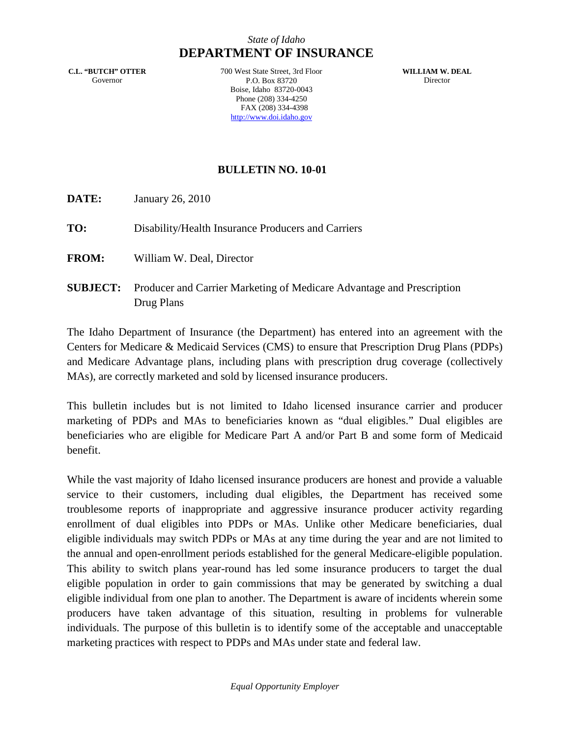*State of Idaho*

# DEPARTMENT OF INSURANCE

**C.L. "BUTCH" OTTER**
Governor

700 West State Street, 3rd Floor
P.O. Box 83720
Boise, Idaho 83720-0043
Phone (208) 334-4250
FAX (208) 334-4398
http://www.doi.idaho.gov

**WILLIAM W. DEAL**
Director

## BULLETIN NO. 10-01

**DATE:** January 26, 2010

**TO:** Disability/Health Insurance Producers and Carriers

**FROM:** William W. Deal, Director

**SUBJECT:** Producer and Carrier Marketing of Medicare Advantage and Prescription Drug Plans

The Idaho Department of Insurance (the Department) has entered into an agreement with the Centers for Medicare & Medicaid Services (CMS) to ensure that Prescription Drug Plans (PDPs) and Medicare Advantage plans, including plans with prescription drug coverage (collectively MAs), are correctly marketed and sold by licensed insurance producers.

This bulletin includes but is not limited to Idaho licensed insurance carrier and producer marketing of PDPs and MAs to beneficiaries known as "dual eligibles." Dual eligibles are beneficiaries who are eligible for Medicare Part A and/or Part B and some form of Medicaid benefit.

While the vast majority of Idaho licensed insurance producers are honest and provide a valuable service to their customers, including dual eligibles, the Department has received some troublesome reports of inappropriate and aggressive insurance producer activity regarding enrollment of dual eligibles into PDPs or MAs. Unlike other Medicare beneficiaries, dual eligible individuals may switch PDPs or MAs at any time during the year and are not limited to the annual and open-enrollment periods established for the general Medicare-eligible population. This ability to switch plans year-round has led some insurance producers to target the dual eligible population in order to gain commissions that may be generated by switching a dual eligible individual from one plan to another. The Department is aware of incidents wherein some producers have taken advantage of this situation, resulting in problems for vulnerable individuals. The purpose of this bulletin is to identify some of the acceptable and unacceptable marketing practices with respect to PDPs and MAs under state and federal law.

*Equal Opportunity Employer*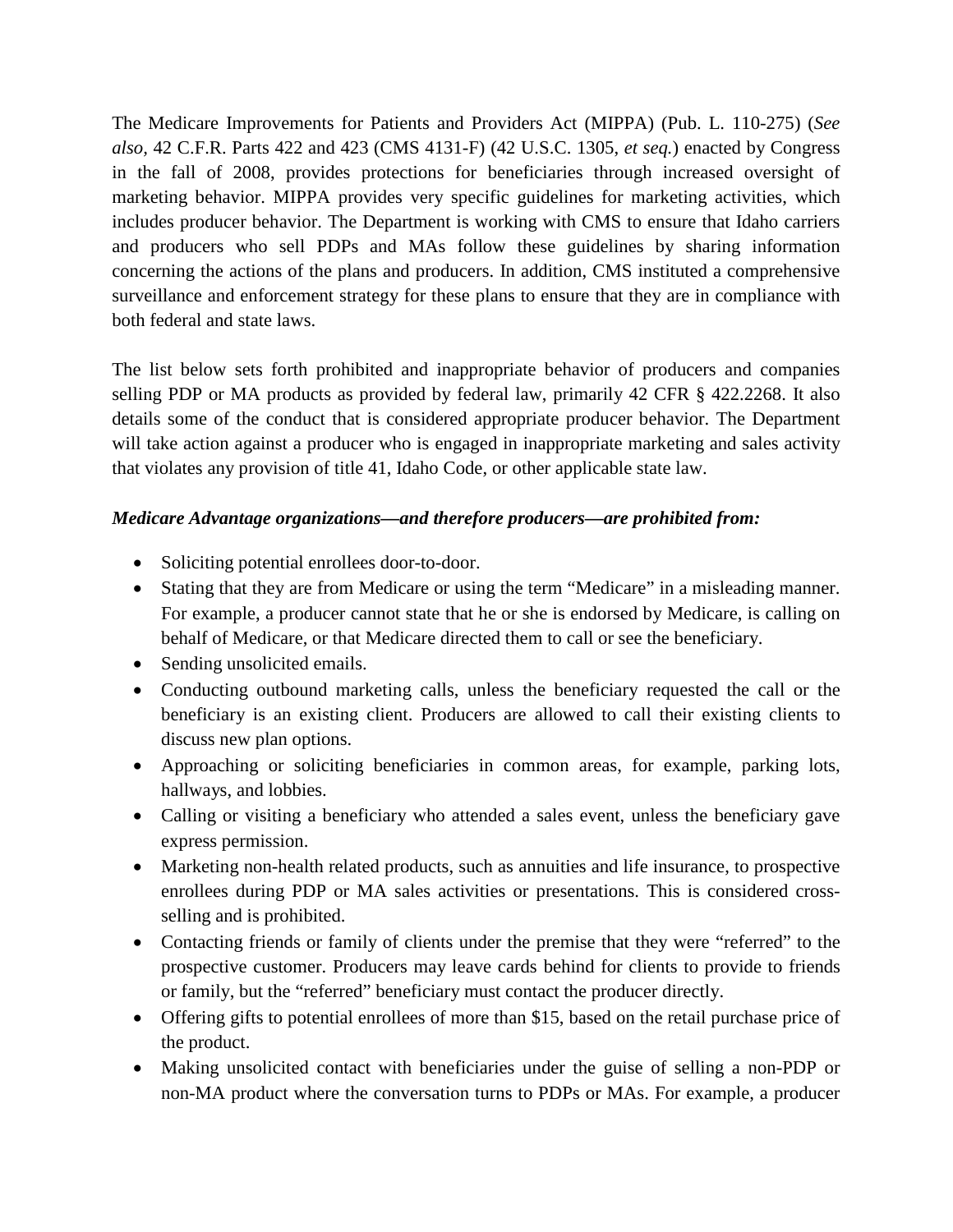The Medicare Improvements for Patients and Providers Act (MIPPA) (Pub. L. 110-275) (*See also,* 42 C.F.R. Parts 422 and 423 (CMS 4131-F) (42 U.S.C. 1305, *et seq.*) enacted by Congress in the fall of 2008, provides protections for beneficiaries through increased oversight of marketing behavior. MIPPA provides very specific guidelines for marketing activities, which includes producer behavior. The Department is working with CMS to ensure that Idaho carriers and producers who sell PDPs and MAs follow these guidelines by sharing information concerning the actions of the plans and producers. In addition, CMS instituted a comprehensive surveillance and enforcement strategy for these plans to ensure that they are in compliance with both federal and state laws.

The list below sets forth prohibited and inappropriate behavior of producers and companies selling PDP or MA products as provided by federal law, primarily 42 CFR § 422.2268. It also details some of the conduct that is considered appropriate producer behavior. The Department will take action against a producer who is engaged in inappropriate marketing and sales activity that violates any provision of title 41, Idaho Code, or other applicable state law.

***Medicare Advantage organizations—and therefore producers—are prohibited from:***

- Soliciting potential enrollees door-to-door.
- Stating that they are from Medicare or using the term "Medicare" in a misleading manner. For example, a producer cannot state that he or she is endorsed by Medicare, is calling on behalf of Medicare, or that Medicare directed them to call or see the beneficiary.
- Sending unsolicited emails.
- Conducting outbound marketing calls, unless the beneficiary requested the call or the beneficiary is an existing client. Producers are allowed to call their existing clients to discuss new plan options.
- Approaching or soliciting beneficiaries in common areas, for example, parking lots, hallways, and lobbies.
- Calling or visiting a beneficiary who attended a sales event, unless the beneficiary gave express permission.
- Marketing non-health related products, such as annuities and life insurance, to prospective enrollees during PDP or MA sales activities or presentations. This is considered cross-selling and is prohibited.
- Contacting friends or family of clients under the premise that they were "referred" to the prospective customer. Producers may leave cards behind for clients to provide to friends or family, but the "referred" beneficiary must contact the producer directly.
- Offering gifts to potential enrollees of more than $15, based on the retail purchase price of the product.
- Making unsolicited contact with beneficiaries under the guise of selling a non-PDP or non-MA product where the conversation turns to PDPs or MAs. For example, a producer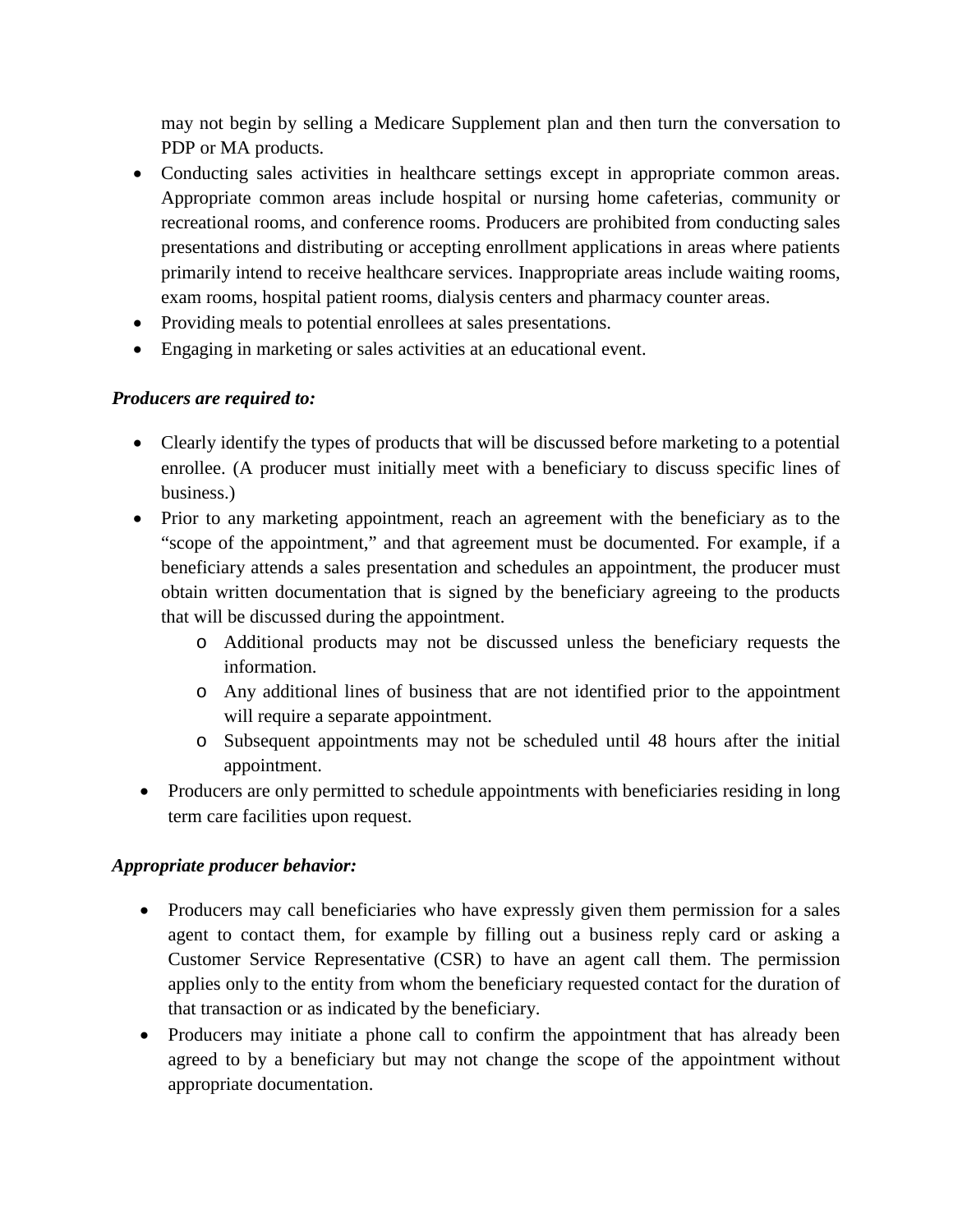may not begin by selling a Medicare Supplement plan and then turn the conversation to PDP or MA products.

- Conducting sales activities in healthcare settings except in appropriate common areas. Appropriate common areas include hospital or nursing home cafeterias, community or recreational rooms, and conference rooms. Producers are prohibited from conducting sales presentations and distributing or accepting enrollment applications in areas where patients primarily intend to receive healthcare services. Inappropriate areas include waiting rooms, exam rooms, hospital patient rooms, dialysis centers and pharmacy counter areas.
- Providing meals to potential enrollees at sales presentations.
- Engaging in marketing or sales activities at an educational event.

***Producers are required to:***

- Clearly identify the types of products that will be discussed before marketing to a potential enrollee. (A producer must initially meet with a beneficiary to discuss specific lines of business.)
- Prior to any marketing appointment, reach an agreement with the beneficiary as to the "scope of the appointment," and that agreement must be documented. For example, if a beneficiary attends a sales presentation and schedules an appointment, the producer must obtain written documentation that is signed by the beneficiary agreeing to the products that will be discussed during the appointment.
  - Additional products may not be discussed unless the beneficiary requests the information.
  - Any additional lines of business that are not identified prior to the appointment will require a separate appointment.
  - Subsequent appointments may not be scheduled until 48 hours after the initial appointment.
- Producers are only permitted to schedule appointments with beneficiaries residing in long term care facilities upon request.

***Appropriate producer behavior:***

- Producers may call beneficiaries who have expressly given them permission for a sales agent to contact them, for example by filling out a business reply card or asking a Customer Service Representative (CSR) to have an agent call them. The permission applies only to the entity from whom the beneficiary requested contact for the duration of that transaction or as indicated by the beneficiary.
- Producers may initiate a phone call to confirm the appointment that has already been agreed to by a beneficiary but may not change the scope of the appointment without appropriate documentation.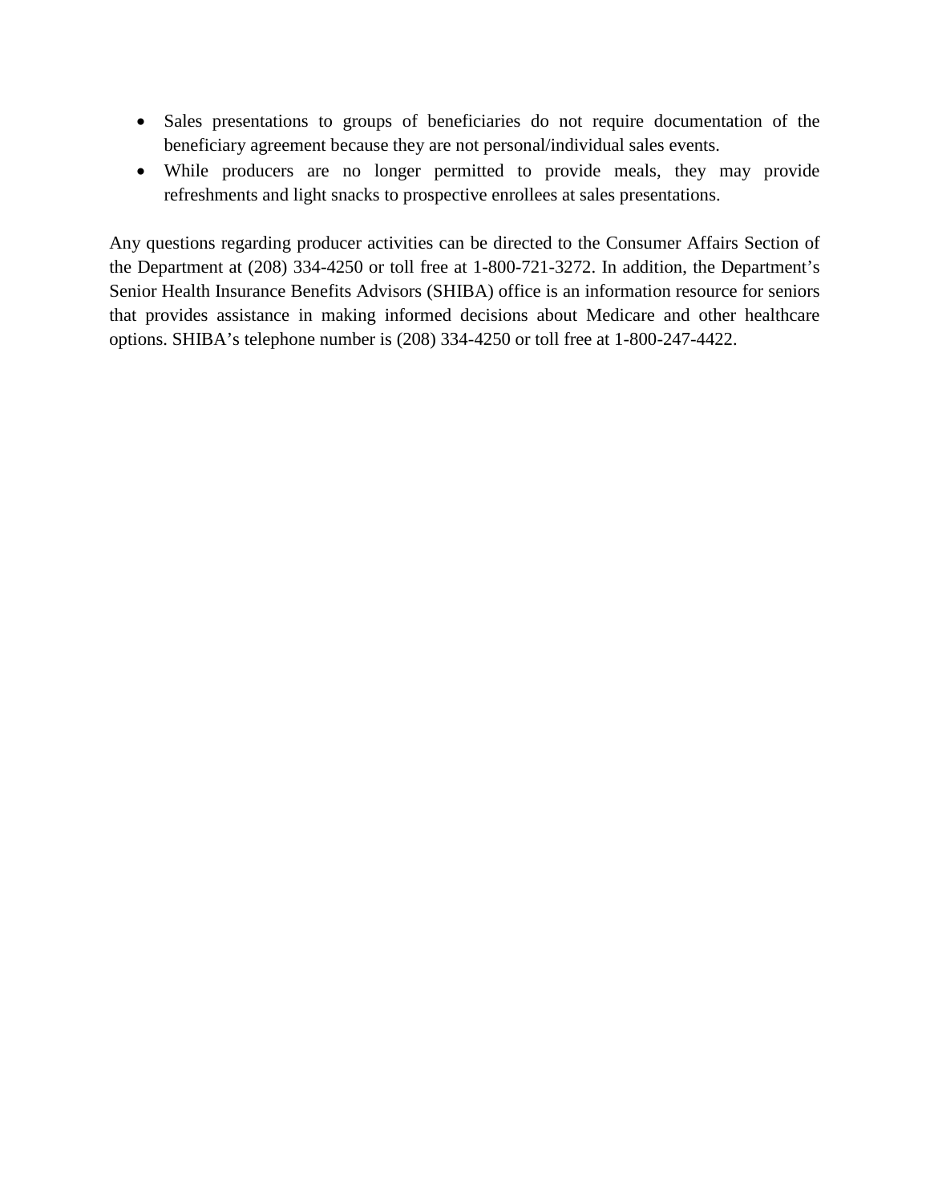- Sales presentations to groups of beneficiaries do not require documentation of the beneficiary agreement because they are not personal/individual sales events.
- While producers are no longer permitted to provide meals, they may provide refreshments and light snacks to prospective enrollees at sales presentations.

Any questions regarding producer activities can be directed to the Consumer Affairs Section of the Department at (208) 334-4250 or toll free at 1-800-721-3272. In addition, the Department's Senior Health Insurance Benefits Advisors (SHIBA) office is an information resource for seniors that provides assistance in making informed decisions about Medicare and other healthcare options. SHIBA's telephone number is (208) 334-4250 or toll free at 1-800-247-4422.